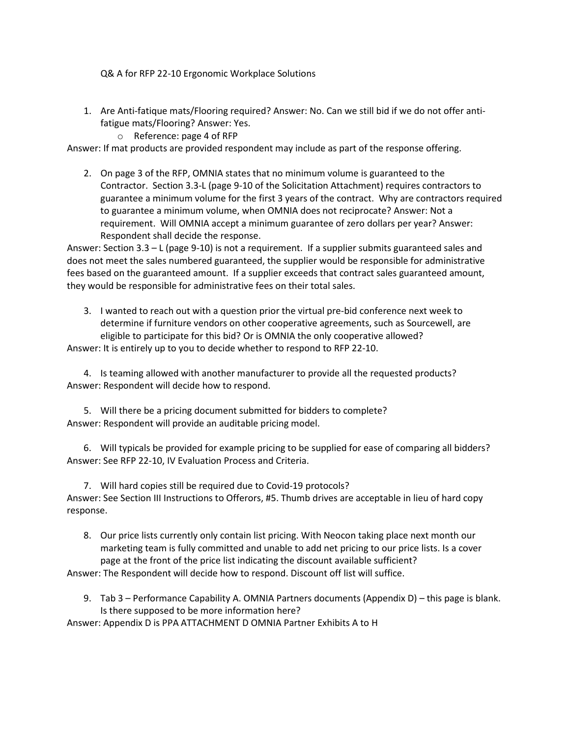Q& A for RFP 22-10 Ergonomic Workplace Solutions

1. Are Anti-fatique mats/Flooring required? Answer: No. Can we still bid if we do not offer anti-fatigue mats/Flooring? Answer: Yes.
   - Reference: page 4 of RFP

Answer: If mat products are provided respondent may include as part of the response offering.

2. On page 3 of the RFP, OMNIA states that no minimum volume is guaranteed to the Contractor. Section 3.3-L (page 9-10 of the Solicitation Attachment) requires contractors to guarantee a minimum volume for the first 3 years of the contract. Why are contractors required to guarantee a minimum volume, when OMNIA does not reciprocate? Answer: Not a requirement. Will OMNIA accept a minimum guarantee of zero dollars per year? Answer: Respondent shall decide the response.

Answer: Section 3.3 – L (page 9-10) is not a requirement. If a supplier submits guaranteed sales and does not meet the sales numbered guaranteed, the supplier would be responsible for administrative fees based on the guaranteed amount. If a supplier exceeds that contract sales guaranteed amount, they would be responsible for administrative fees on their total sales.

3. I wanted to reach out with a question prior the virtual pre-bid conference next week to determine if furniture vendors on other cooperative agreements, such as Sourcewell, are eligible to participate for this bid? Or is OMNIA the only cooperative allowed?

Answer: It is entirely up to you to decide whether to respond to RFP 22-10.

4. Is teaming allowed with another manufacturer to provide all the requested products?

Answer: Respondent will decide how to respond.

5. Will there be a pricing document submitted for bidders to complete?

Answer: Respondent will provide an auditable pricing model.

6. Will typicals be provided for example pricing to be supplied for ease of comparing all bidders?

Answer: See RFP 22-10, IV Evaluation Process and Criteria.

7. Will hard copies still be required due to Covid-19 protocols?

Answer: See Section III Instructions to Offerors, #5. Thumb drives are acceptable in lieu of hard copy response.

8. Our price lists currently only contain list pricing. With Neocon taking place next month our marketing team is fully committed and unable to add net pricing to our price lists. Is a cover page at the front of the price list indicating the discount available sufficient?

Answer: The Respondent will decide how to respond. Discount off list will suffice.

9. Tab 3 – Performance Capability A. OMNIA Partners documents (Appendix D) – this page is blank. Is there supposed to be more information here?

Answer: Appendix D is PPA ATTACHMENT D OMNIA Partner Exhibits A to H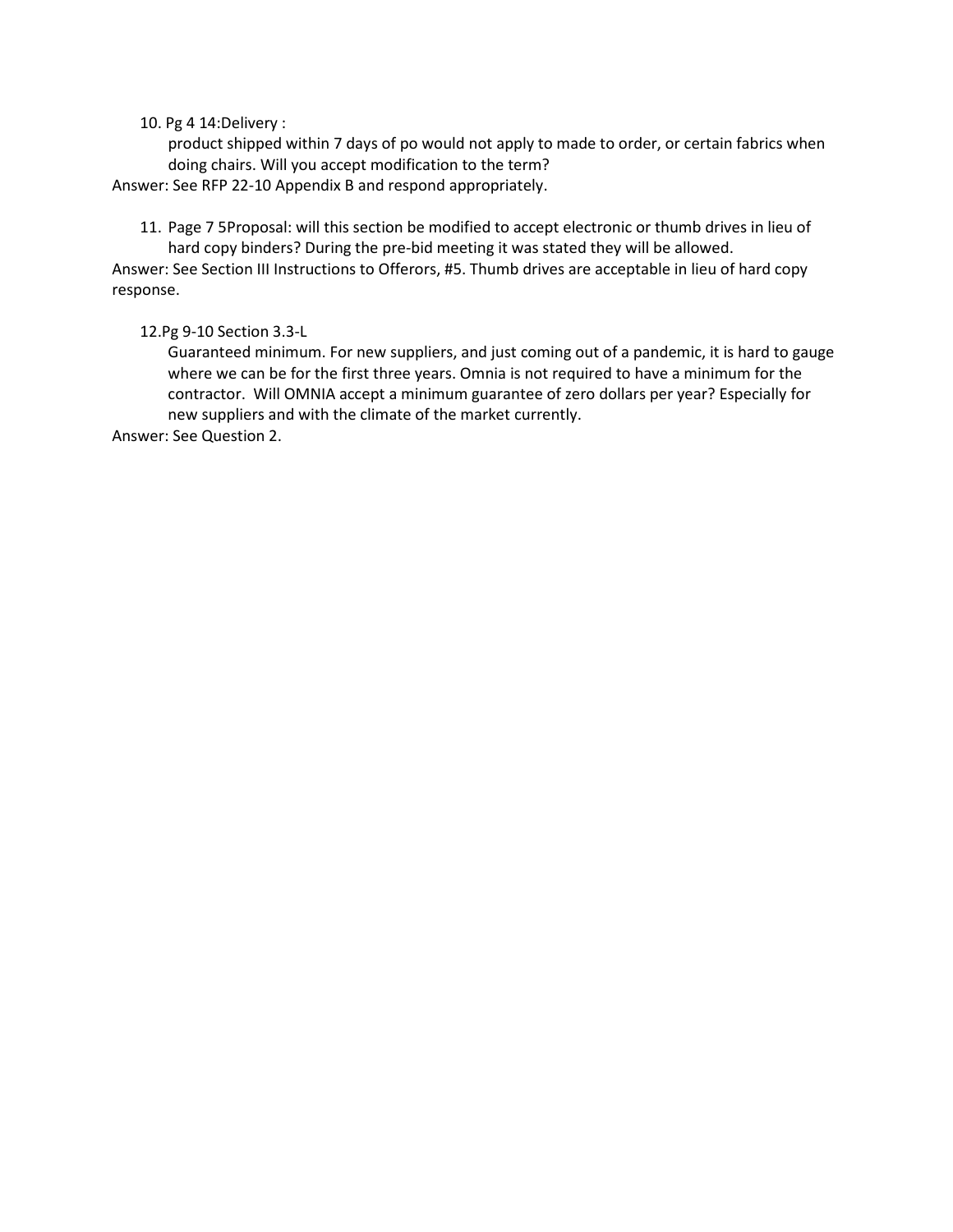10. Pg 4 14:Delivery :

    product shipped within 7 days of po would not apply to made to order, or certain fabrics when doing chairs. Will you accept modification to the term?

Answer: See RFP 22-10 Appendix B and respond appropriately.

11. Page 7 5Proposal: will this section be modified to accept electronic or thumb drives in lieu of hard copy binders? During the pre-bid meeting it was stated they will be allowed.

Answer: See Section III Instructions to Offerors, #5. Thumb drives are acceptable in lieu of hard copy response.

12. Pg 9-10 Section 3.3-L

    Guaranteed minimum. For new suppliers, and just coming out of a pandemic, it is hard to gauge where we can be for the first three years. Omnia is not required to have a minimum for the contractor. Will OMNIA accept a minimum guarantee of zero dollars per year? Especially for new suppliers and with the climate of the market currently.

Answer: See Question 2.